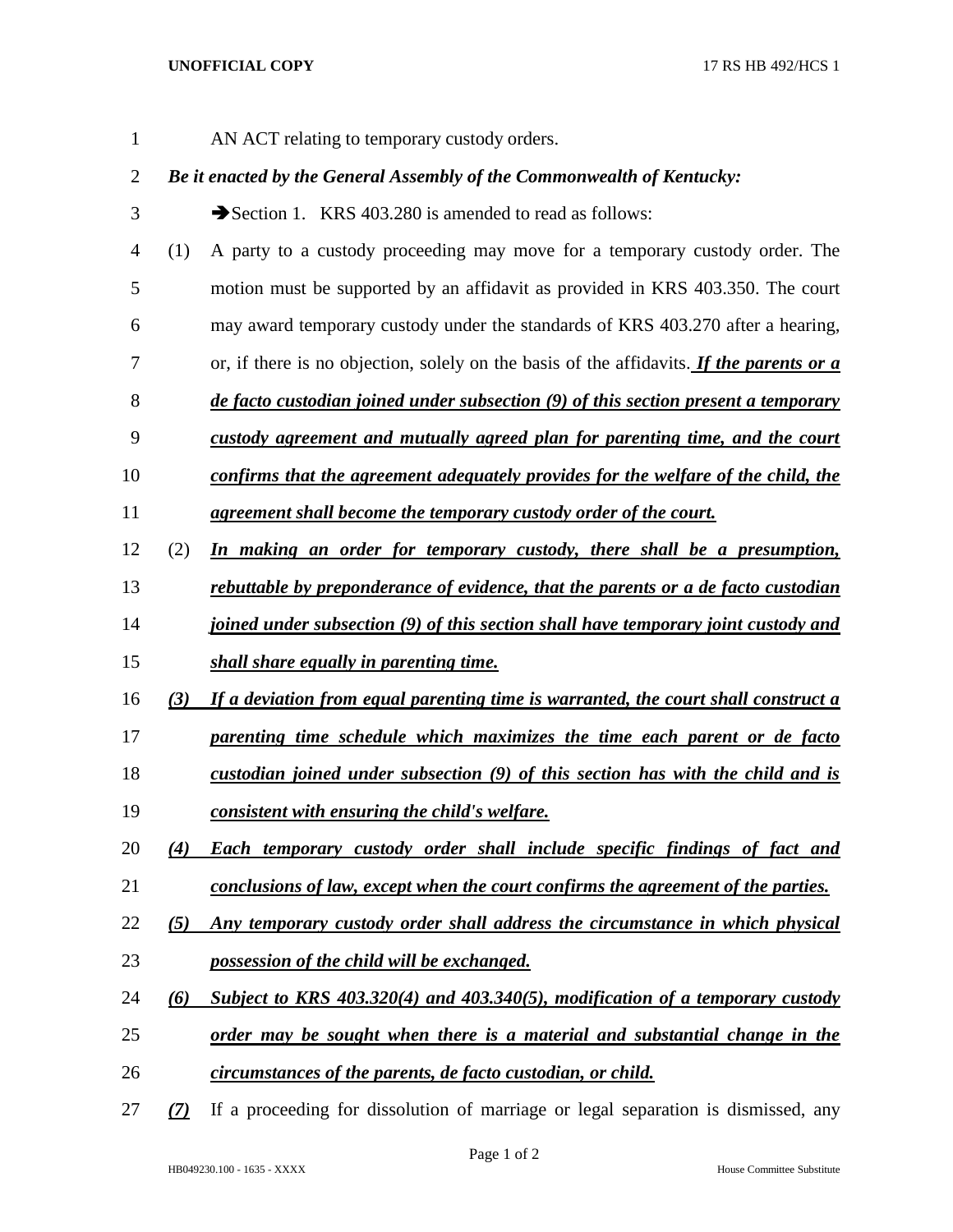AN ACT relating to temporary custody orders.

***Be it enacted by the General Assembly of the Commonwealth of Kentucky:***

➔Section 1. KRS 403.280 is amended to read as follows:

(1) A party to a custody proceeding may move for a temporary custody order. The motion must be supported by an affidavit as provided in KRS 403.350. The court may award temporary custody under the standards of KRS 403.270 after a hearing, or, if there is no objection, solely on the basis of the affidavits. ***If the parents or a de facto custodian joined under subsection (9) of this section present a temporary custody agreement and mutually agreed plan for parenting time, and the court confirms that the agreement adequately provides for the welfare of the child, the agreement shall become the temporary custody order of the court.***

(2) ***In making an order for temporary custody, there shall be a presumption, rebuttable by preponderance of evidence, that the parents or a de facto custodian joined under subsection (9) of this section shall have temporary joint custody and shall share equally in parenting time.***

***(3) If a deviation from equal parenting time is warranted, the court shall construct a parenting time schedule which maximizes the time each parent or de facto custodian joined under subsection (9) of this section has with the child and is consistent with ensuring the child's welfare.***

***(4) Each temporary custody order shall include specific findings of fact and conclusions of law, except when the court confirms the agreement of the parties.***

***(5) Any temporary custody order shall address the circumstance in which physical possession of the child will be exchanged.***

***(6) Subject to KRS 403.320(4) and 403.340(5), modification of a temporary custody order may be sought when there is a material and substantial change in the circumstances of the parents, de facto custodian, or child.***

***(7)*** If a proceeding for dissolution of marriage or legal separation is dismissed, any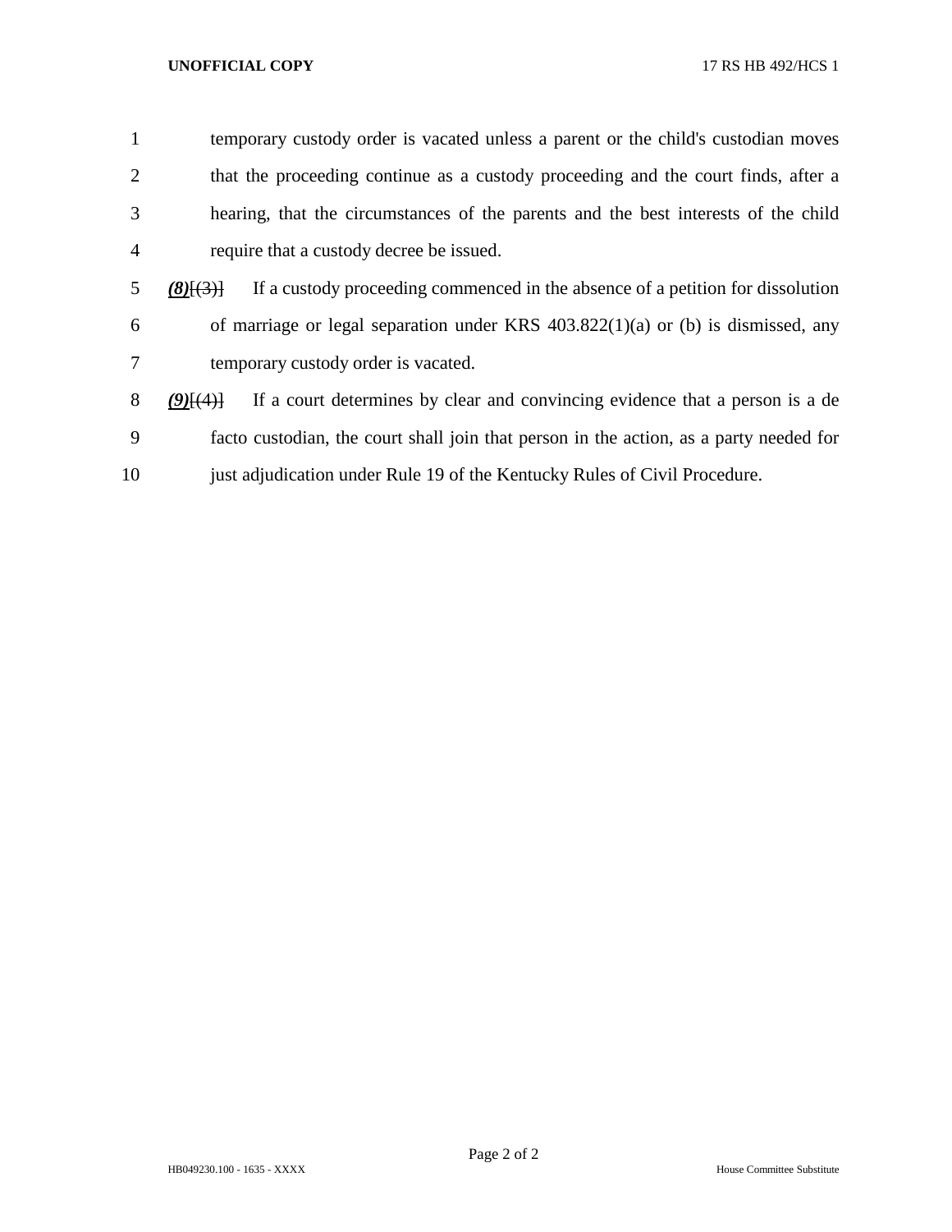temporary custody order is vacated unless a parent or the child's custodian moves that the proceeding continue as a custody proceeding and the court finds, after a hearing, that the circumstances of the parents and the best interests of the child require that a custody decree be issued.

***(8)***[(3)] If a custody proceeding commenced in the absence of a petition for dissolution of marriage or legal separation under KRS 403.822(1)(a) or (b) is dismissed, any temporary custody order is vacated.

***(9)***[(4)] If a court determines by clear and convincing evidence that a person is a de facto custodian, the court shall join that person in the action, as a party needed for just adjudication under Rule 19 of the Kentucky Rules of Civil Procedure.